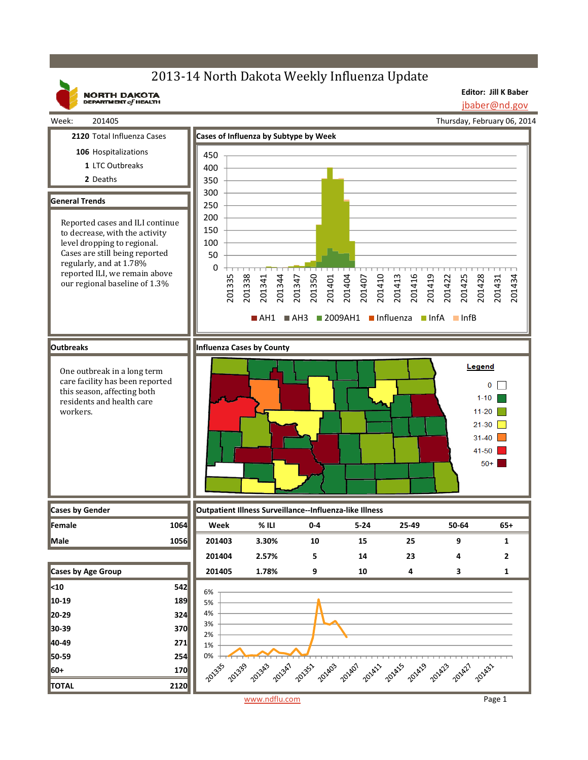# 2013-14 North Dakota Weekly Influenza Update

NORTH DAKOTA DEPARTMENT of HEALTH

**Editor: Jill K Baber**
jbaber@nd.gov

Week: 201405

Thursday, February 06, 2014

**2120** Total Influenza Cases

**106** Hospitalizations

**1** LTC Outbreaks

**2** Deaths

## General Trends

Reported cases and ILI continue to decrease, with the activity level dropping to regional. Cases are still being reported regularly, and at 1.78% reported ILI, we remain above our regional baseline of 1.3%

## Cases of Influenza by Subtype by Week

Legend: AH1, AH3, 2009AH1, Influenza, InfA, InfB

## Outbreaks

One outbreak in a long term care facility has been reported this season, affecting both residents and health care workers.

## Influenza Cases by County

Legend: 0; 1-10; 11-20; 21-30; 31-40; 41-50; 50+

## Cases by Gender

| | |
|---|---|
| **Female** | **1064** |
| **Male** | **1056** |

## Cases by Age Group

| | |
|---|---|
| **<10** | **542** |
| **10-19** | **189** |
| **20-29** | **324** |
| **30-39** | **370** |
| **40-49** | **271** |
| **50-59** | **254** |
| **60+** | **170** |
| **TOTAL** | **2120** |

## Outpatient Illness Surveillance--Influenza-like Illness

| Week | % ILI | 0-4 | 5-24 | 25-49 | 50-64 | 65+ |
|---|---|---|---|---|---|---|
| 201403 | 3.30% | 10 | 15 | 25 | 9 | 1 |
| 201404 | 2.57% | 5 | 14 | 23 | 4 | 2 |
| 201405 | 1.78% | 9 | 10 | 4 | 3 | 1 |

www.ndflu.com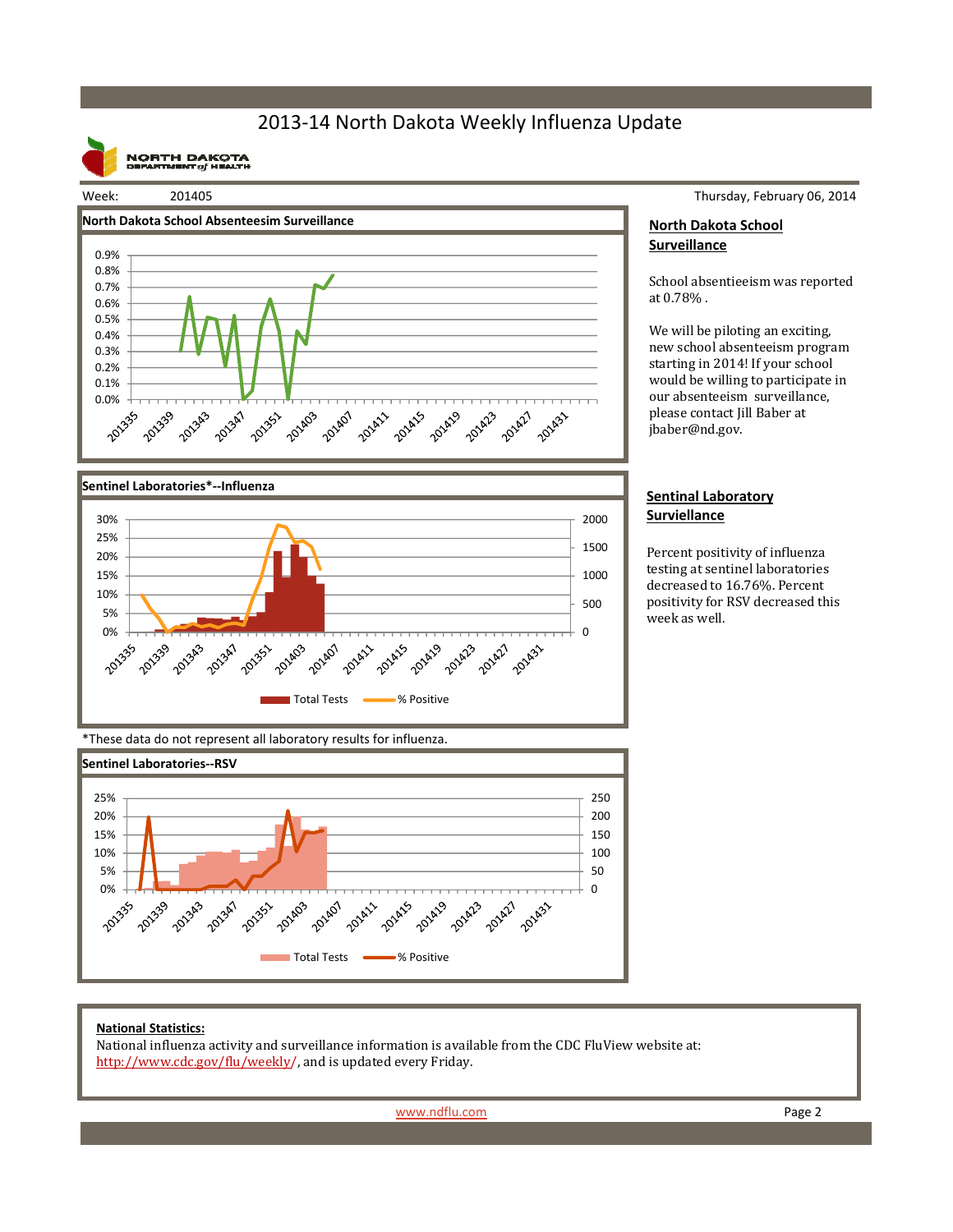# 2013-14 North Dakota Weekly Influenza Update

NORTH DAKOTA DEPARTMENT of HEALTH

Week: 201405

Thursday, February 06, 2014

**North Dakota School Absenteesim Surveillance**

0.9%
0.8%
0.7%
0.6%
0.5%
0.4%
0.3%
0.2%
0.1%
0.0%

201335 201339 201343 201347 201351 201403 201407 201411 201415 201419 201423 201427 201431

**Sentinel Laboratories*--Influenza**

30% 25% 20% 15% 10% 5% 0%

2000 1500 1000 500 0

201335 201339 201343 201347 201351 201403 201407 201411 201415 201419 201423 201427 201431

Total Tests % Positive

*These data do not represent all laboratory results for influenza.

**Sentinel Laboratories--RSV**

25% 20% 15% 10% 5% 0%

250 200 150 100 50 0

201335 201339 201343 201347 201351 201403 201407 201411 201415 201419 201423 201427 201431

Total Tests % Positive

## North Dakota School Surveillance

School absentieeism was reported at 0.78% .

We will be piloting an exciting, new school absenteeism program starting in 2014! If your school would be willing to participate in our absenteeism surveillance, please contact Jill Baber at jbaber@nd.gov.

## Sentinal Laboratory Surviellance

Percent positivity of influenza testing at sentinel laboratories decreased to 16.76%. Percent positivity for RSV decreased this week as well.

**National Statistics:**

National influenza activity and surveillance information is available from the CDC FluView website at: http://www.cdc.gov/flu/weekly/, and is updated every Friday.

www.ndflu.com